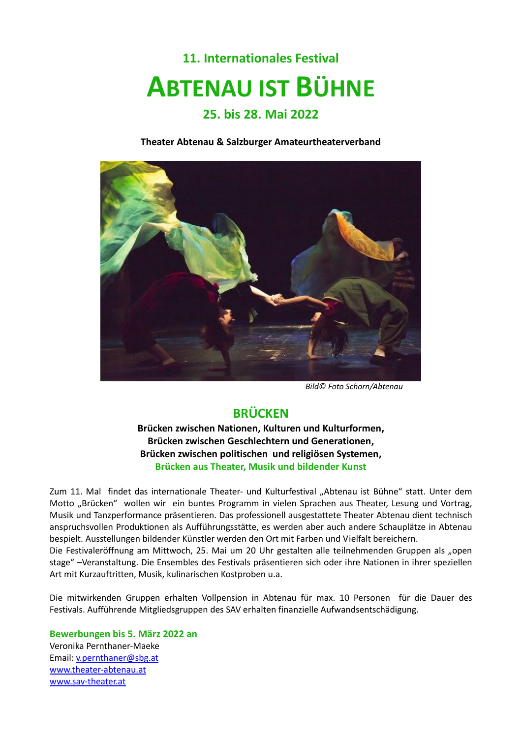## 11. Internationales Festival

# ABTENAU IST BÜHNE

## 25. bis 28. Mai 2022

**Theater Abtenau & Salzburger Amateurtheaterverband**

*Bild© Foto Schorn/Abtenau*

## BRÜCKEN

**Brücken zwischen Nationen, Kulturen und Kulturformen,**
**Brücken zwischen Geschlechtern und Generationen,**
**Brücken zwischen politischen und religiösen Systemen,**
**Brücken aus Theater, Musik und bildender Kunst**

Zum 11. Mal findet das internationale Theater- und Kulturfestival „Abtenau ist Bühne" statt. Unter dem Motto „Brücken" wollen wir ein buntes Programm in vielen Sprachen aus Theater, Lesung und Vortrag, Musik und Tanzperformance präsentieren. Das professionell ausgestattete Theater Abtenau dient technisch anspruchsvollen Produktionen als Aufführungsstätte, es werden aber auch andere Schauplätze in Abtenau bespielt. Ausstellungen bildender Künstler werden den Ort mit Farben und Vielfalt bereichern.
Die Festivaleröffnung am Mittwoch, 25. Mai um 20 Uhr gestalten alle teilnehmenden Gruppen als „open stage" –Veranstaltung. Die Ensembles des Festivals präsentieren sich oder ihre Nationen in ihrer speziellen Art mit Kurzauftritten, Musik, kulinarischen Kostproben u.a.

Die mitwirkenden Gruppen erhalten Vollpension in Abtenau für max. 10 Personen für die Dauer des Festivals. Aufführende Mitgliedsgruppen des SAV erhalten finanzielle Aufwandsentschädigung.

**Bewerbungen bis 5. März 2022 an**
Veronika Pernthaner-Maeke
Email: v.pernthaner@sbg.at
www.theater-abtenau.at
www.sav-theater.at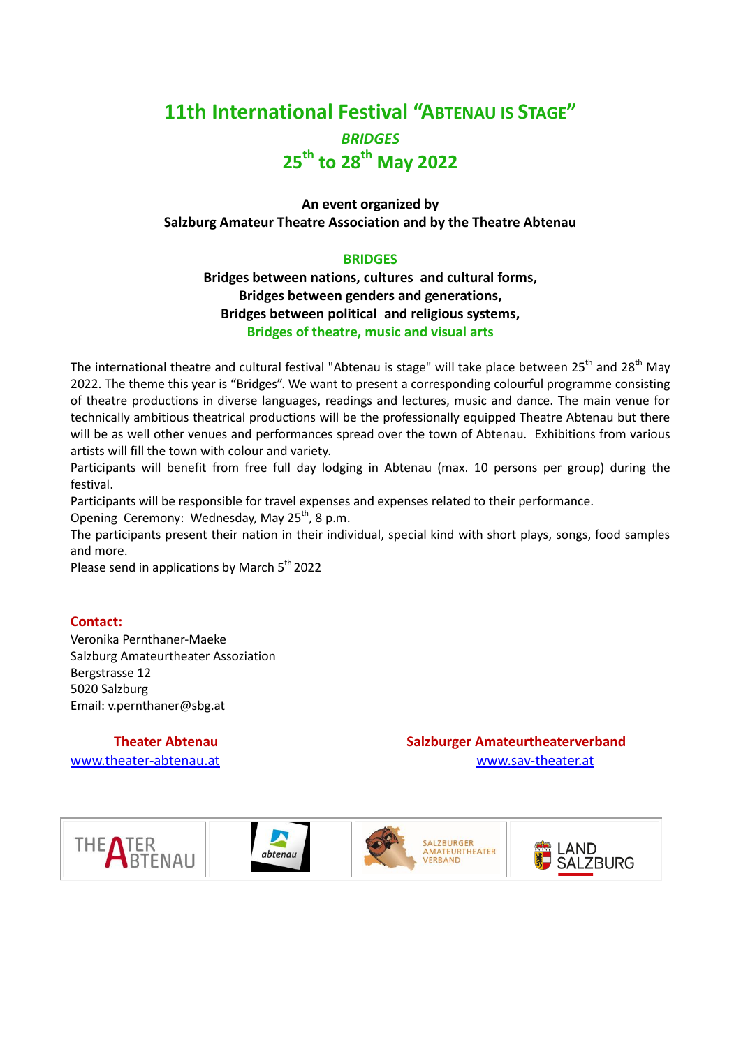# 11th International Festival "ABTENAU IS STAGE"

## *BRIDGES*

## 25th to 28th May 2022

**An event organized by**
**Salzburg Amateur Theatre Association and by the Theatre Abtenau**

**BRIDGES**

**Bridges between nations, cultures and cultural forms,**
**Bridges between genders and generations,**
**Bridges between political and religious systems,**
**Bridges of theatre, music and visual arts**

The international theatre and cultural festival "Abtenau is stage" will take place between 25th and 28th May 2022. The theme this year is "Bridges". We want to present a corresponding colourful programme consisting of theatre productions in diverse languages, readings and lectures, music and dance. The main venue for technically ambitious theatrical productions will be the professionally equipped Theatre Abtenau but there will be as well other venues and performances spread over the town of Abtenau. Exhibitions from various artists will fill the town with colour and variety.
Participants will benefit from free full day lodging in Abtenau (max. 10 persons per group) during the festival.
Participants will be responsible for travel expenses and expenses related to their performance.
Opening Ceremony: Wednesday, May 25th, 8 p.m.
The participants present their nation in their individual, special kind with short plays, songs, food samples and more.
Please send in applications by March 5th 2022

**Contact:**
Veronika Pernthaner-Maeke
Salzburg Amateurtheater Assoziation
Bergstrasse 12
5020 Salzburg
Email: v.pernthaner@sbg.at

**Theater Abtenau**
www.theater-abtenau.at

**Salzburger Amateurtheaterverband**
www.sav-theater.at

THEATER ABTENAU | abtenau | SALZBURGER AMATEURTHEATER VERBAND | LAND SALZBURG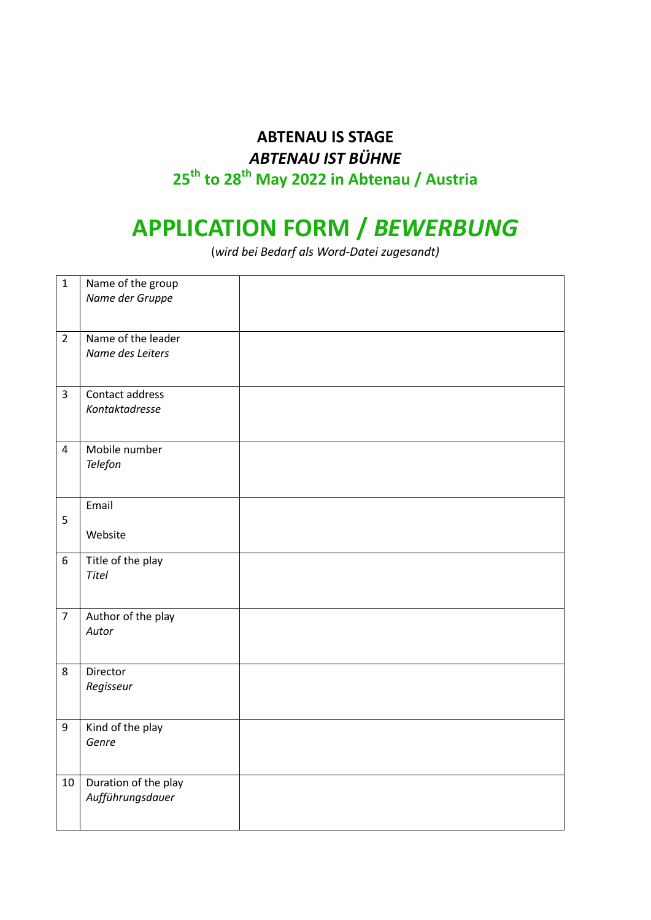**ABTENAU IS STAGE**

***ABTENAU IST BÜHNE***

**25th to 28th May 2022 in Abtenau / Austria**

# APPLICATION FORM / *BEWERBUNG*

(*wird bei Bedarf als Word-Datei zugesandt)*

| | | |
|---|---|---|
| 1 | Name of the group<br>*Name der Gruppe* | |
| 2 | Name of the leader<br>*Name des Leiters* | |
| 3 | Contact address<br>*Kontaktadresse* | |
| 4 | Mobile number<br>*Telefon* | |
| 5 | Email<br><br>Website | |
| 6 | Title of the play<br>*Titel* | |
| 7 | Author of the play<br>*Autor* | |
| 8 | Director<br>*Regisseur* | |
| 9 | Kind of the play<br>*Genre* | |
| 10 | Duration of the play<br>*Aufführungsdauer* | |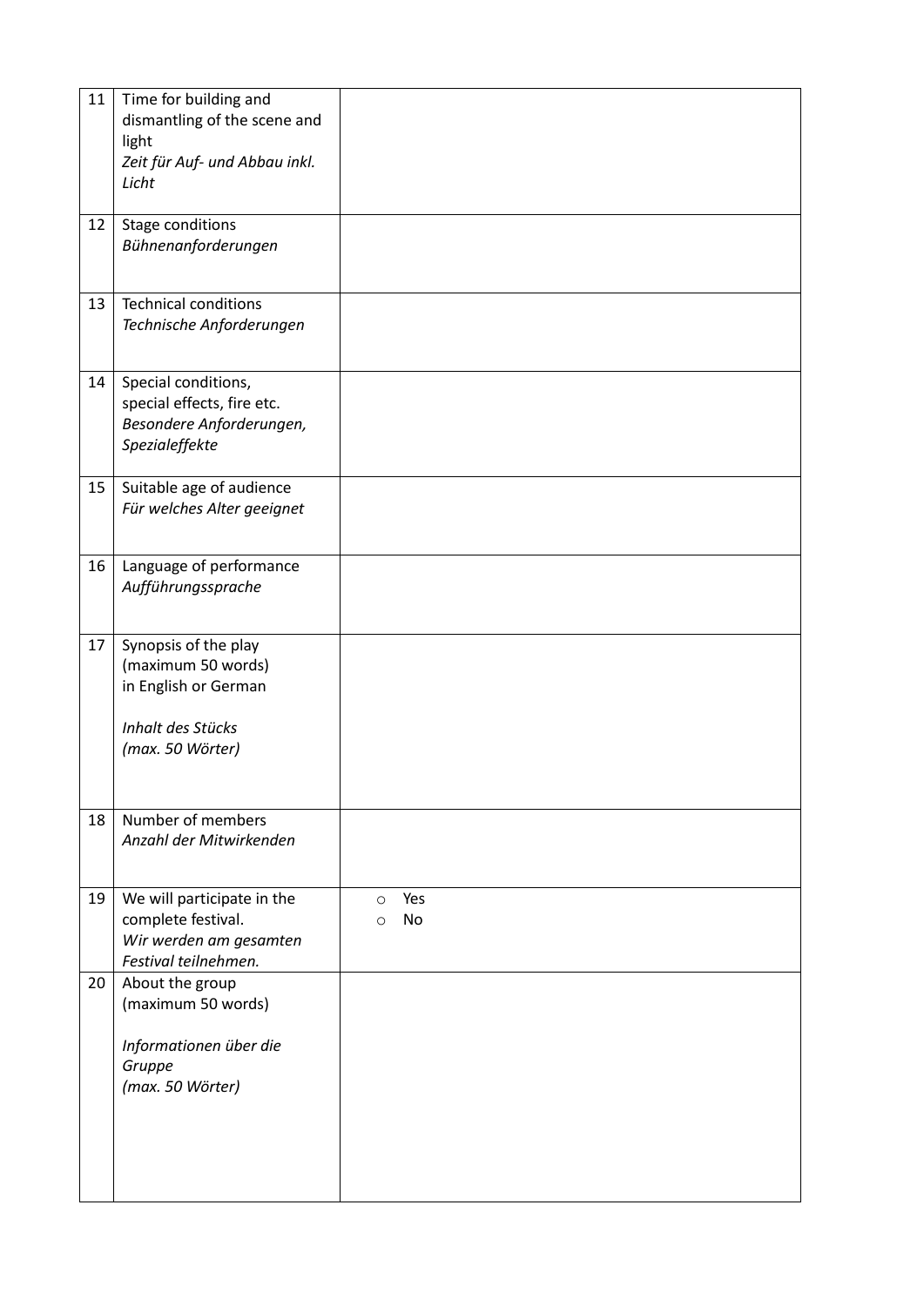| | | |
|---|---|---|
| 11 | Time for building and dismantling of the scene and light<br>*Zeit für Auf- und Abbau inkl. Licht* | |
| 12 | Stage conditions<br>*Bühnenanforderungen* | |
| 13 | Technical conditions<br>*Technische Anforderungen* | |
| 14 | Special conditions, special effects, fire etc.<br>*Besondere Anforderungen, Spezialeffekte* | |
| 15 | Suitable age of audience<br>*Für welches Alter geeignet* | |
| 16 | Language of performance<br>*Aufführungssprache* | |
| 17 | Synopsis of the play (maximum 50 words) in English or German<br><br>*Inhalt des Stücks (max. 50 Wörter)* | |
| 18 | Number of members<br>*Anzahl der Mitwirkenden* | |
| 19 | We will participate in the complete festival.<br>*Wir werden am gesamten Festival teilnehmen.* | ○ Yes<br>○ No |
| 20 | About the group (maximum 50 words)<br><br>*Informationen über die Gruppe (max. 50 Wörter)* | |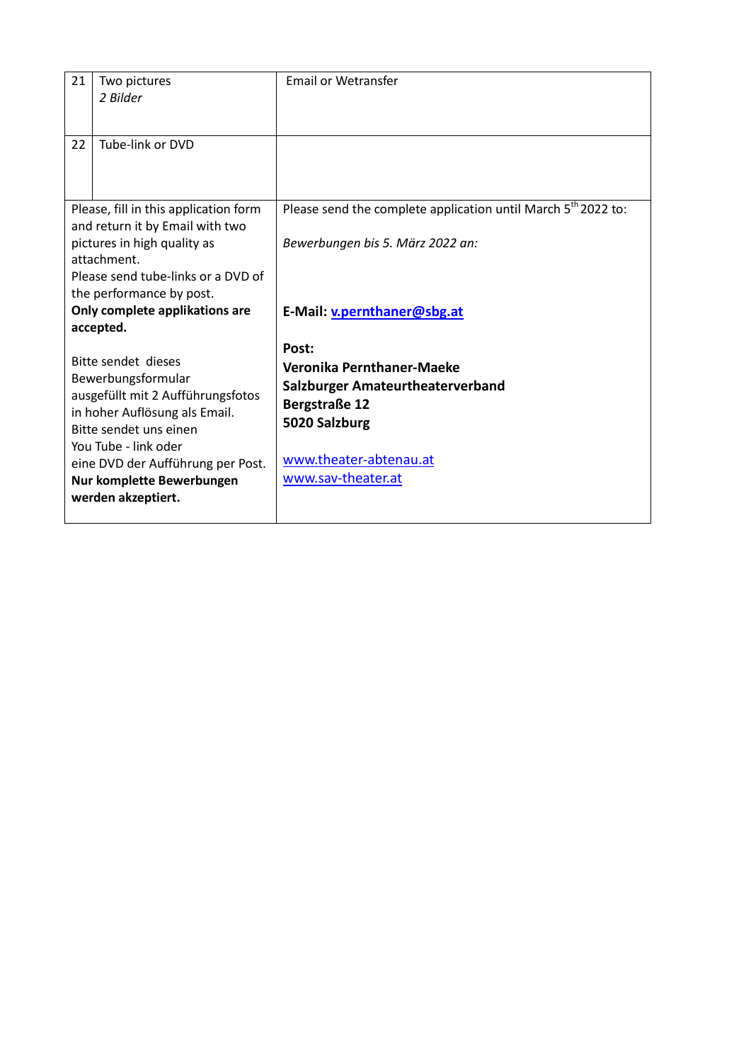| | | |
|---|---|---|
| 21 | Two pictures<br>*2 Bilder* | Email or Wetransfer |
| 22 | Tube-link or DVD | |

| | |
|---|---|
| Please, fill in this application form and return it by Email with two pictures in high quality as attachment.<br>Please send tube-links or a DVD of the performance by post.<br>**Only complete applikations are accepted.**<br><br>Bitte sendet dieses Bewerbungsformular ausgefüllt mit 2 Aufführungsfotos in hoher Auflösung als Email.<br>Bitte sendet uns einen You Tube - link oder eine DVD der Aufführung per Post.<br>**Nur komplette Bewerbungen werden akzeptiert.** | Please send the complete application until March 5th 2022 to:<br><br>*Bewerbungen bis 5. März 2022 an:*<br><br>**E-Mail: v.pernthaner@sbg.at**<br><br>**Post:**<br>**Veronika Pernthaner-Maeke**<br>**Salzburger Amateurtheaterverband**<br>**Bergstraße 12**<br>**5020 Salzburg**<br><br>www.theater-abtenau.at<br>www.sav-theater.at |